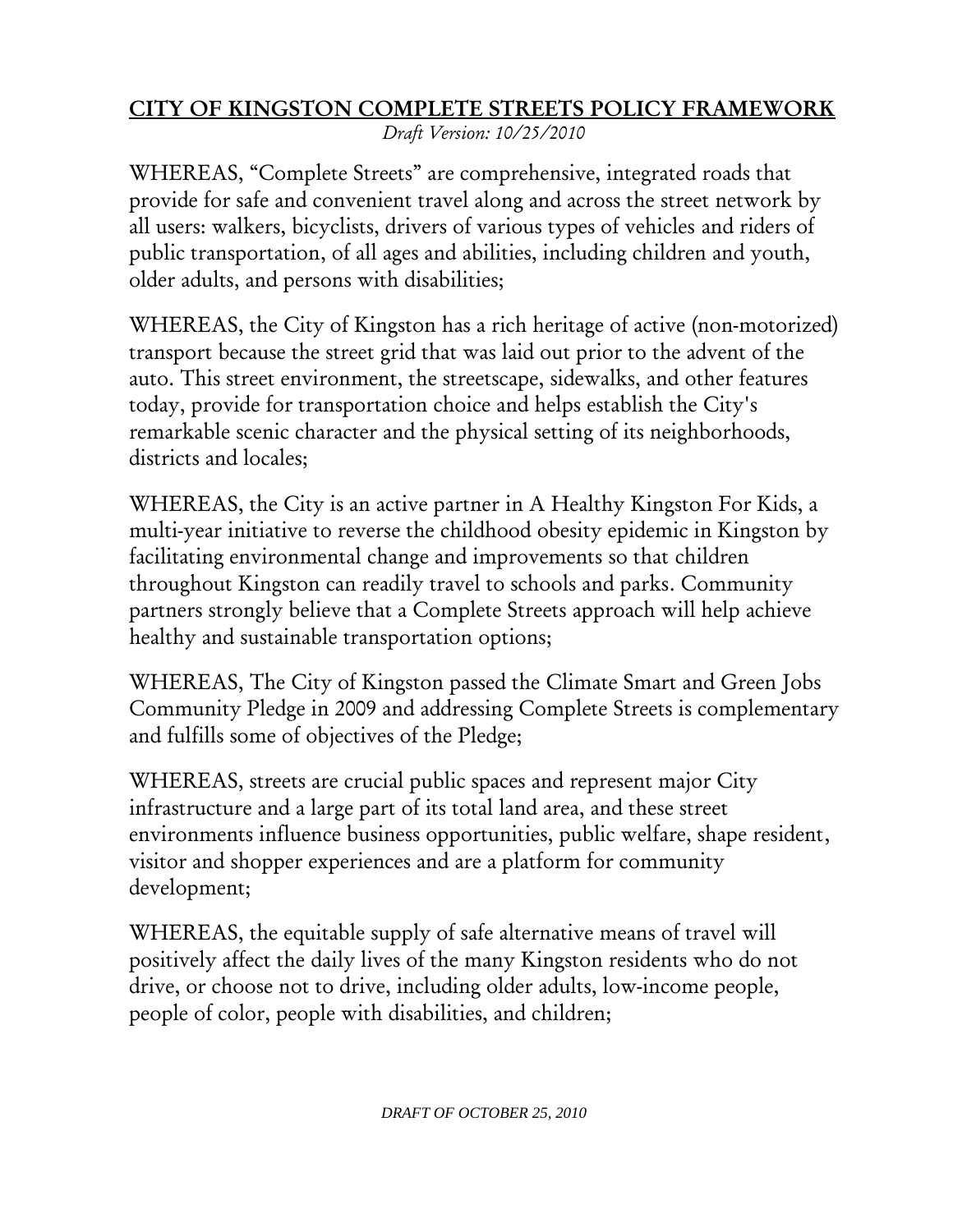# CITY OF KINGSTON COMPLETE STREETS POLICY FRAMEWORK

*Draft Version: 10/25/2010*

WHEREAS, "Complete Streets" are comprehensive, integrated roads that provide for safe and convenient travel along and across the street network by all users: walkers, bicyclists, drivers of various types of vehicles and riders of public transportation, of all ages and abilities, including children and youth, older adults, and persons with disabilities;

WHEREAS, the City of Kingston has a rich heritage of active (non-motorized) transport because the street grid that was laid out prior to the advent of the auto. This street environment, the streetscape, sidewalks, and other features today, provide for transportation choice and helps establish the City's remarkable scenic character and the physical setting of its neighborhoods, districts and locales;

WHEREAS, the City is an active partner in A Healthy Kingston For Kids, a multi-year initiative to reverse the childhood obesity epidemic in Kingston by facilitating environmental change and improvements so that children throughout Kingston can readily travel to schools and parks. Community partners strongly believe that a Complete Streets approach will help achieve healthy and sustainable transportation options;

WHEREAS, The City of Kingston passed the Climate Smart and Green Jobs Community Pledge in 2009 and addressing Complete Streets is complementary and fulfills some of objectives of the Pledge;

WHEREAS, streets are crucial public spaces and represent major City infrastructure and a large part of its total land area, and these street environments influence business opportunities, public welfare, shape resident, visitor and shopper experiences and are a platform for community development;

WHEREAS, the equitable supply of safe alternative means of travel will positively affect the daily lives of the many Kingston residents who do not drive, or choose not to drive, including older adults, low-income people, people of color, people with disabilities, and children;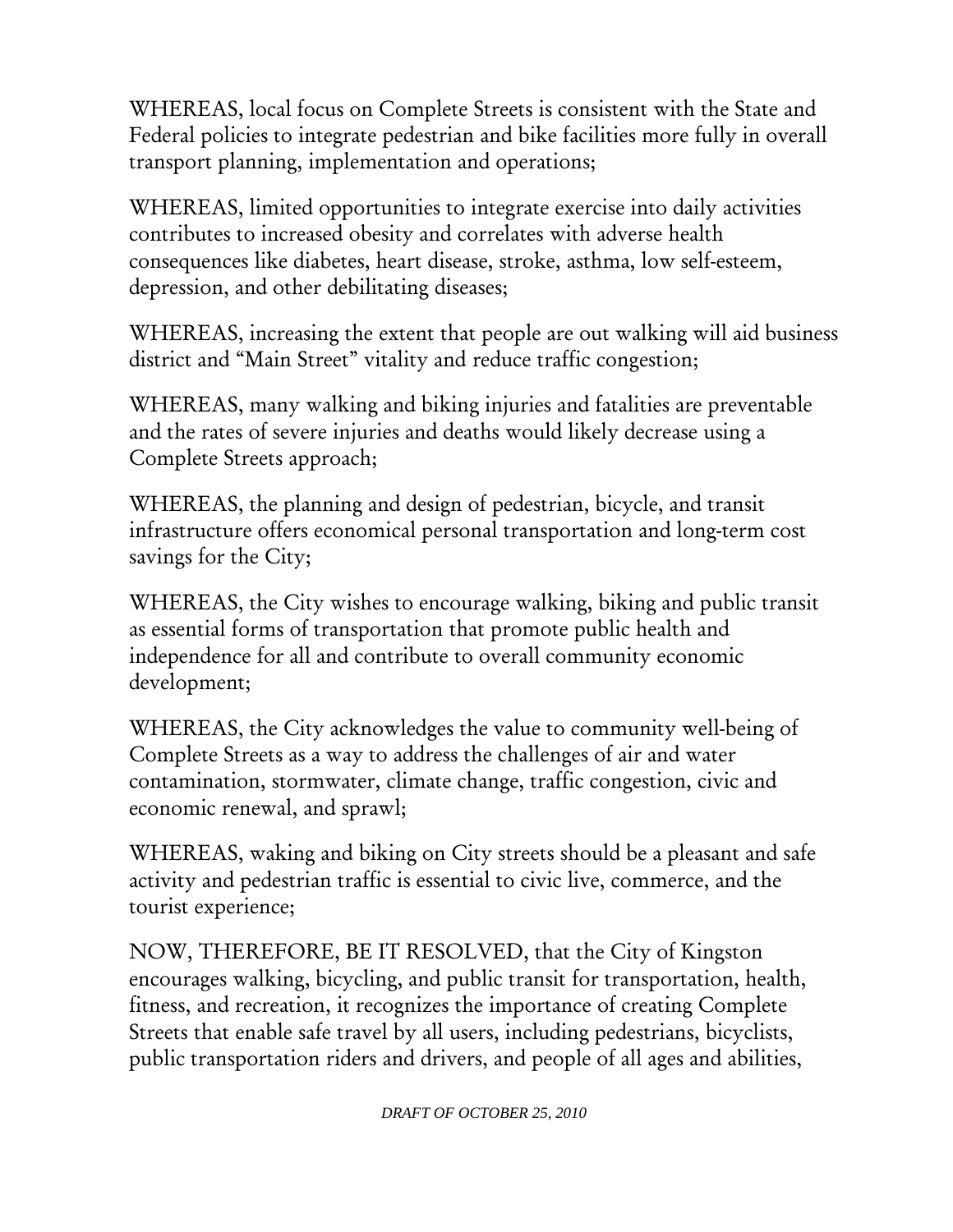WHEREAS, local focus on Complete Streets is consistent with the State and Federal policies to integrate pedestrian and bike facilities more fully in overall transport planning, implementation and operations;

WHEREAS, limited opportunities to integrate exercise into daily activities contributes to increased obesity and correlates with adverse health consequences like diabetes, heart disease, stroke, asthma, low self-esteem, depression, and other debilitating diseases;

WHEREAS, increasing the extent that people are out walking will aid business district and "Main Street" vitality and reduce traffic congestion;

WHEREAS, many walking and biking injuries and fatalities are preventable and the rates of severe injuries and deaths would likely decrease using a Complete Streets approach;

WHEREAS, the planning and design of pedestrian, bicycle, and transit infrastructure offers economical personal transportation and long-term cost savings for the City;

WHEREAS, the City wishes to encourage walking, biking and public transit as essential forms of transportation that promote public health and independence for all and contribute to overall community economic development;

WHEREAS, the City acknowledges the value to community well-being of Complete Streets as a way to address the challenges of air and water contamination, stormwater, climate change, traffic congestion, civic and economic renewal, and sprawl;

WHEREAS, waking and biking on City streets should be a pleasant and safe activity and pedestrian traffic is essential to civic live, commerce, and the tourist experience;

NOW, THEREFORE, BE IT RESOLVED, that the City of Kingston encourages walking, bicycling, and public transit for transportation, health, fitness, and recreation, it recognizes the importance of creating Complete Streets that enable safe travel by all users, including pedestrians, bicyclists, public transportation riders and drivers, and people of all ages and abilities,

*DRAFT OF OCTOBER 25, 2010*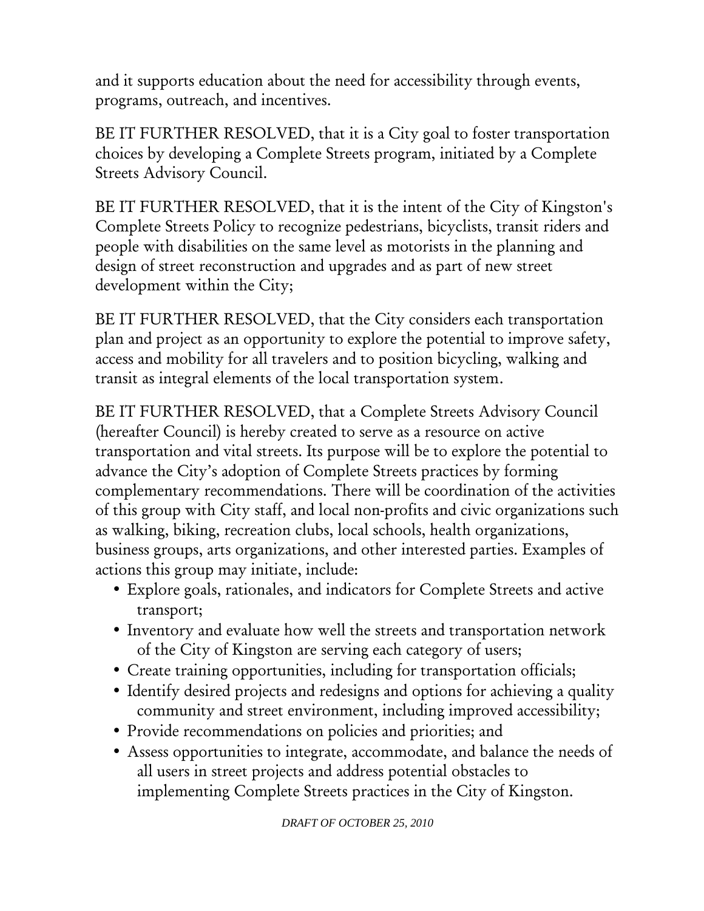and it supports education about the need for accessibility through events, programs, outreach, and incentives.

BE IT FURTHER RESOLVED, that it is a City goal to foster transportation choices by developing a Complete Streets program, initiated by a Complete Streets Advisory Council.

BE IT FURTHER RESOLVED, that it is the intent of the City of Kingston's Complete Streets Policy to recognize pedestrians, bicyclists, transit riders and people with disabilities on the same level as motorists in the planning and design of street reconstruction and upgrades and as part of new street development within the City;

BE IT FURTHER RESOLVED, that the City considers each transportation plan and project as an opportunity to explore the potential to improve safety, access and mobility for all travelers and to position bicycling, walking and transit as integral elements of the local transportation system.

BE IT FURTHER RESOLVED, that a Complete Streets Advisory Council (hereafter Council) is hereby created to serve as a resource on active transportation and vital streets. Its purpose will be to explore the potential to advance the City's adoption of Complete Streets practices by forming complementary recommendations. There will be coordination of the activities of this group with City staff, and local non-profits and civic organizations such as walking, biking, recreation clubs, local schools, health organizations, business groups, arts organizations, and other interested parties. Examples of actions this group may initiate, include:

- Explore goals, rationales, and indicators for Complete Streets and active transport;
- Inventory and evaluate how well the streets and transportation network of the City of Kingston are serving each category of users;
- Create training opportunities, including for transportation officials;
- Identify desired projects and redesigns and options for achieving a quality community and street environment, including improved accessibility;
- Provide recommendations on policies and priorities; and
- Assess opportunities to integrate, accommodate, and balance the needs of all users in street projects and address potential obstacles to implementing Complete Streets practices in the City of Kingston.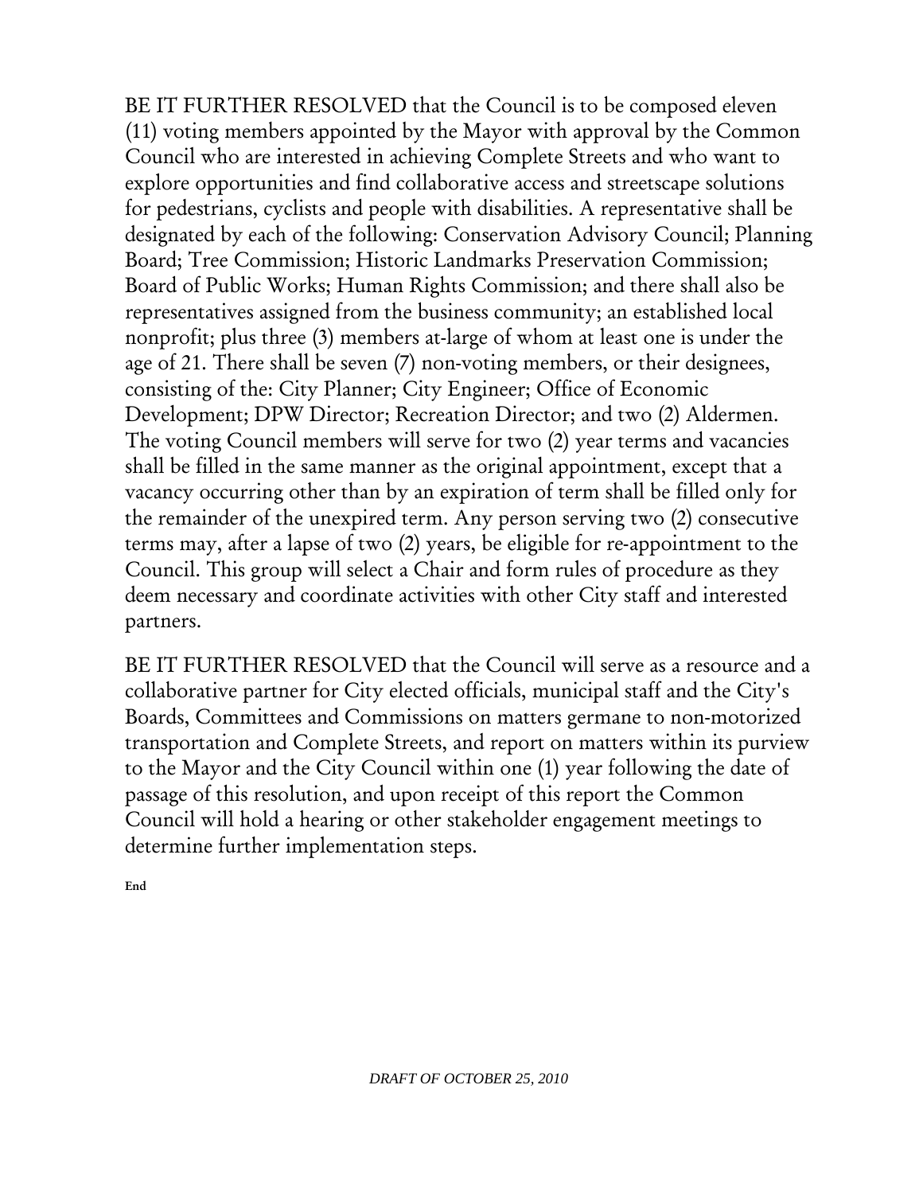BE IT FURTHER RESOLVED that the Council is to be composed eleven (11) voting members appointed by the Mayor with approval by the Common Council who are interested in achieving Complete Streets and who want to explore opportunities and find collaborative access and streetscape solutions for pedestrians, cyclists and people with disabilities. A representative shall be designated by each of the following: Conservation Advisory Council; Planning Board; Tree Commission; Historic Landmarks Preservation Commission; Board of Public Works; Human Rights Commission; and there shall also be representatives assigned from the business community; an established local nonprofit; plus three (3) members at-large of whom at least one is under the age of 21. There shall be seven (7) non-voting members, or their designees, consisting of the: City Planner; City Engineer; Office of Economic Development; DPW Director; Recreation Director; and two (2) Aldermen. The voting Council members will serve for two (2) year terms and vacancies shall be filled in the same manner as the original appointment, except that a vacancy occurring other than by an expiration of term shall be filled only for the remainder of the unexpired term. Any person serving two (2) consecutive terms may, after a lapse of two (2) years, be eligible for re-appointment to the Council. This group will select a Chair and form rules of procedure as they deem necessary and coordinate activities with other City staff and interested partners.

BE IT FURTHER RESOLVED that the Council will serve as a resource and a collaborative partner for City elected officials, municipal staff and the City's Boards, Committees and Commissions on matters germane to non-motorized transportation and Complete Streets, and report on matters within its purview to the Mayor and the City Council within one (1) year following the date of passage of this resolution, and upon receipt of this report the Common Council will hold a hearing or other stakeholder engagement meetings to determine further implementation steps.

**End**

*DRAFT OF OCTOBER 25, 2010*